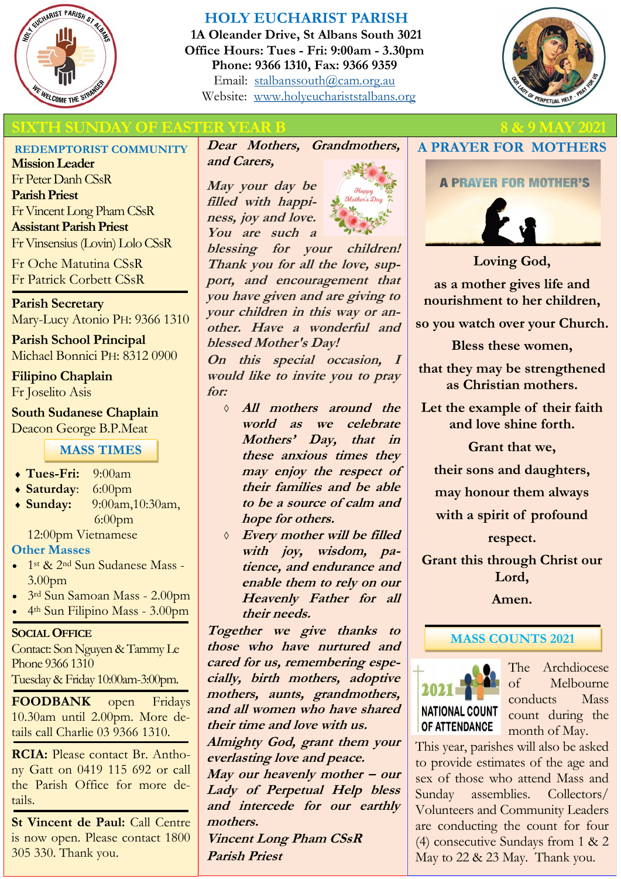# HOLY EUCHARIST PARISH

**1A Oleander Drive, St Albans South 3021**
**Office Hours: Tues - Fri: 9:00am - 3.30pm**
**Phone: 9366 1310, Fax: 9366 9359**
Email: stalbanssouth@cam.org.au
Website: www.holyeucharist­stalbans.org

## SIXTH SUNDAY OF EASTER YEAR B — 8 & 9 MAY 2021

### REDEMPTORIST COMMUNITY

**Mission Leader**
Fr Peter Danh CSsR

**Parish Priest**
Fr Vincent Long Pham CSsR

**Assistant Parish Priest**
Fr Vinsensius (Lovin) Lolo CSsR

Fr Oche Matutina CSsR
Fr Patrick Corbett CSsR

**Parish Secretary**
Mary-Lucy Atonio PH: 9366 1310

**Parish School Principal**
Michael Bonnici PH: 8312 0900

**Filipino Chaplain**
Fr Joselito Asis

**South Sudanese Chaplain**
Deacon George B.P.Meat

### MASS TIMES

- **Tues-Fri:** 9:00am
- **Saturday**: 6:00pm
- **Sunday:** 9:00am, 10:30am, 6:00pm

12:00pm Vietnamese

**Other Masses**

- 1st & 2nd Sun Sudanese Mass - 3.00pm
- 3rd Sun Samoan Mass - 2.00pm
- 4th Sun Filipino Mass - 3.00pm

**SOCIAL OFFICE**
Contact: Son Nguyen & Tammy Le
Phone 9366 1310
Tuesday & Friday 10:00am-3:00pm.

**FOODBANK** open Fridays 10.30am until 2.00pm. More details call Charlie 03 9366 1310.

**RCIA:** Please contact Br. Anthony Gatt on 0419 115 692 or call the Parish Office for more details.

**St Vincent de Paul:** Call Centre is now open. Please contact 1800 305 330. Thank you.

***Dear Mothers, Grandmothers, and Carers,***

***May your day be filled with happiness, joy and love. You are such a blessing for your children! Thank you for all the love, support, and encouragement that you have given and are giving to your children in this way or another. Have a wonderful and blessed Mother's Day!***

***On this special occasion, I would like to invite you to pray for:***

- ***All mothers around the world as we celebrate Mothers' Day, that in these anxious times they may enjoy the respect of their families and be able to be a source of calm and hope for others.***
- ***Every mother will be filled with joy, wisdom, patience, and endurance and enable them to rely on our Heavenly Father for all their needs.***

***Together we give thanks to those who have nurtured and cared for us, remembering especially, birth mothers, adoptive mothers, aunts, grandmothers, and all women who have shared their time and love with us.***

***Almighty God, grant them your everlasting love and peace.***

***May our heavenly mother – our Lady of Perpetual Help bless and intercede for our earthly mothers.***

***Vincent Long Pham CSsR***
***Parish Priest***

### A PRAYER FOR MOTHERS

**Loving God,**
**as a mother gives life and nourishment to her children,**
**so you watch over your Church.**
**Bless these women,**
**that they may be strengthened as Christian mothers.**
**Let the example of their faith and love shine forth.**
**Grant that we,**
**their sons and daughters,**
**may honour them always**
**with a spirit of profound respect.**
**Grant this through Christ our Lord,**
**Amen.**

### MASS COUNTS 2021

The Archdiocese of Melbourne conducts Mass count during the month of May. This year, parishes will also be asked to provide estimates of the age and sex of those who attend Mass and Sunday assemblies. Collectors/ Volunteers and Community Leaders are conducting the count for four (4) consecutive Sundays from 1 & 2 May to 22 & 23 May. Thank you.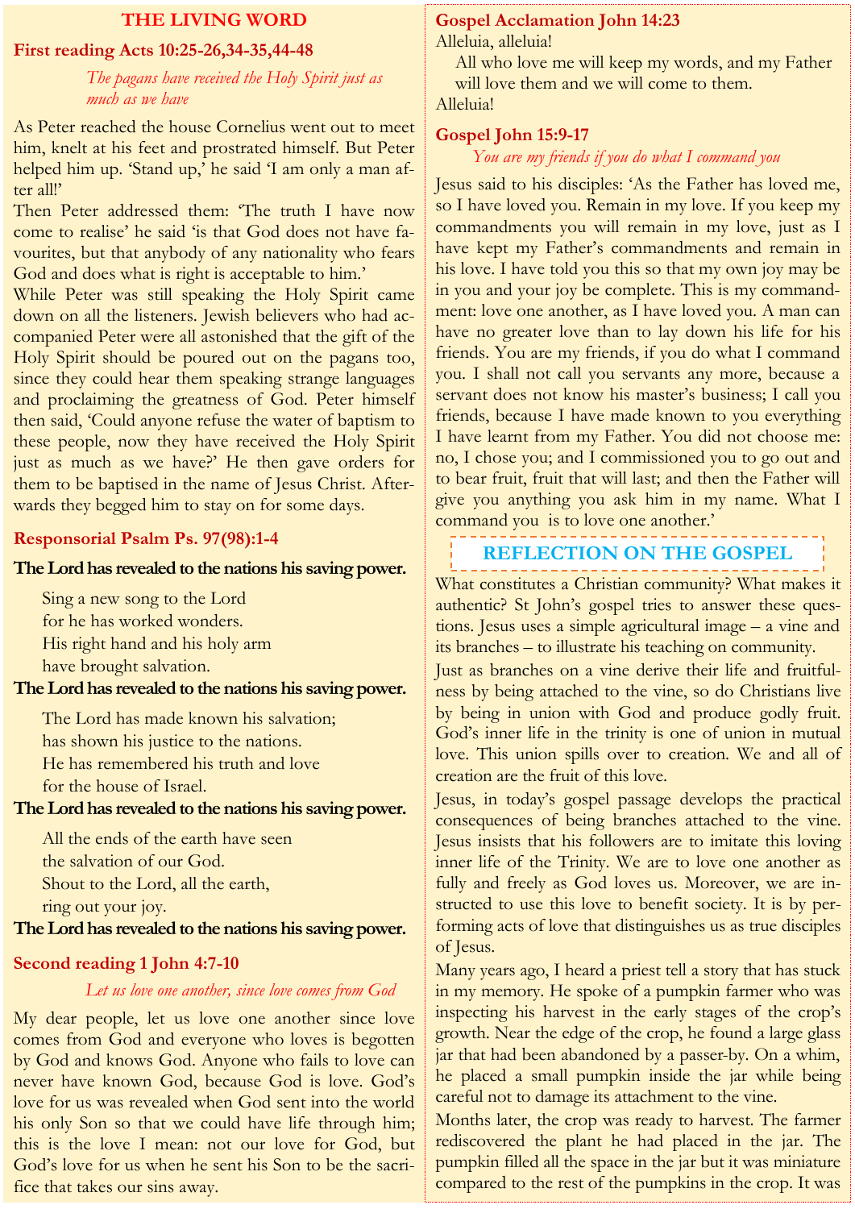# THE LIVING WORD

## First reading Acts 10:25-26,34-35,44-48

*The pagans have received the Holy Spirit just as much as we have*

As Peter reached the house Cornelius went out to meet him, knelt at his feet and prostrated himself. But Peter helped him up. 'Stand up,' he said 'I am only a man after all!'

Then Peter addressed them: 'The truth I have now come to realise' he said 'is that God does not have favourites, but that anybody of any nationality who fears God and does what is right is acceptable to him.'

While Peter was still speaking the Holy Spirit came down on all the listeners. Jewish believers who had accompanied Peter were all astonished that the gift of the Holy Spirit should be poured out on the pagans too, since they could hear them speaking strange languages and proclaiming the greatness of God. Peter himself then said, 'Could anyone refuse the water of baptism to these people, now they have received the Holy Spirit just as much as we have?' He then gave orders for them to be baptised in the name of Jesus Christ. Afterwards they begged him to stay on for some days.

## Responsorial Psalm Ps. 97(98):1-4

**The Lord has revealed to the nations his saving power.**

Sing a new song to the Lord
for he has worked wonders.
His right hand and his holy arm
have brought salvation.

**The Lord has revealed to the nations his saving power.**

The Lord has made known his salvation;
has shown his justice to the nations.
He has remembered his truth and love
for the house of Israel.

**The Lord has revealed to the nations his saving power.**

All the ends of the earth have seen
the salvation of our God.
Shout to the Lord, all the earth,
ring out your joy.

**The Lord has revealed to the nations his saving power.**

## Second reading 1 John 4:7-10

*Let us love one another, since love comes from God*

My dear people, let us love one another since love comes from God and everyone who loves is begotten by God and knows God. Anyone who fails to love can never have known God, because God is love. God's love for us was revealed when God sent into the world his only Son so that we could have life through him; this is the love I mean: not our love for God, but God's love for us when he sent his Son to be the sacrifice that takes our sins away.

## Gospel Acclamation John 14:23

Alleluia, alleluia!

All who love me will keep my words, and my Father will love them and we will come to them.

Alleluia!

## Gospel John 15:9-17

*You are my friends if you do what I command you*

Jesus said to his disciples: 'As the Father has loved me, so I have loved you. Remain in my love. If you keep my commandments you will remain in my love, just as I have kept my Father's commandments and remain in his love. I have told you this so that my own joy may be in you and your joy be complete. This is my commandment: love one another, as I have loved you. A man can have no greater love than to lay down his life for his friends. You are my friends, if you do what I command you. I shall not call you servants any more, because a servant does not know his master's business; I call you friends, because I have made known to you everything I have learnt from my Father. You did not choose me: no, I chose you; and I commissioned you to go out and to bear fruit, fruit that will last; and then the Father will give you anything you ask him in my name. What I command you is to love one another.'

## REFLECTION ON THE GOSPEL

What constitutes a Christian community? What makes it authentic? St John's gospel tries to answer these questions. Jesus uses a simple agricultural image – a vine and its branches – to illustrate his teaching on community.

Just as branches on a vine derive their life and fruitfulness by being attached to the vine, so do Christians live by being in union with God and produce godly fruit. God's inner life in the trinity is one of union in mutual love. This union spills over to creation. We and all of creation are the fruit of this love.

Jesus, in today's gospel passage develops the practical consequences of being branches attached to the vine. Jesus insists that his followers are to imitate this loving inner life of the Trinity. We are to love one another as fully and freely as God loves us. Moreover, we are instructed to use this love to benefit society. It is by performing acts of love that distinguishes us as true disciples of Jesus.

Many years ago, I heard a priest tell a story that has stuck in my memory. He spoke of a pumpkin farmer who was inspecting his harvest in the early stages of the crop's growth. Near the edge of the crop, he found a large glass jar that had been abandoned by a passer-by. On a whim, he placed a small pumpkin inside the jar while being careful not to damage its attachment to the vine.

Months later, the crop was ready to harvest. The farmer rediscovered the plant he had placed in the jar. The pumpkin filled all the space in the jar but it was miniature compared to the rest of the pumpkins in the crop. It was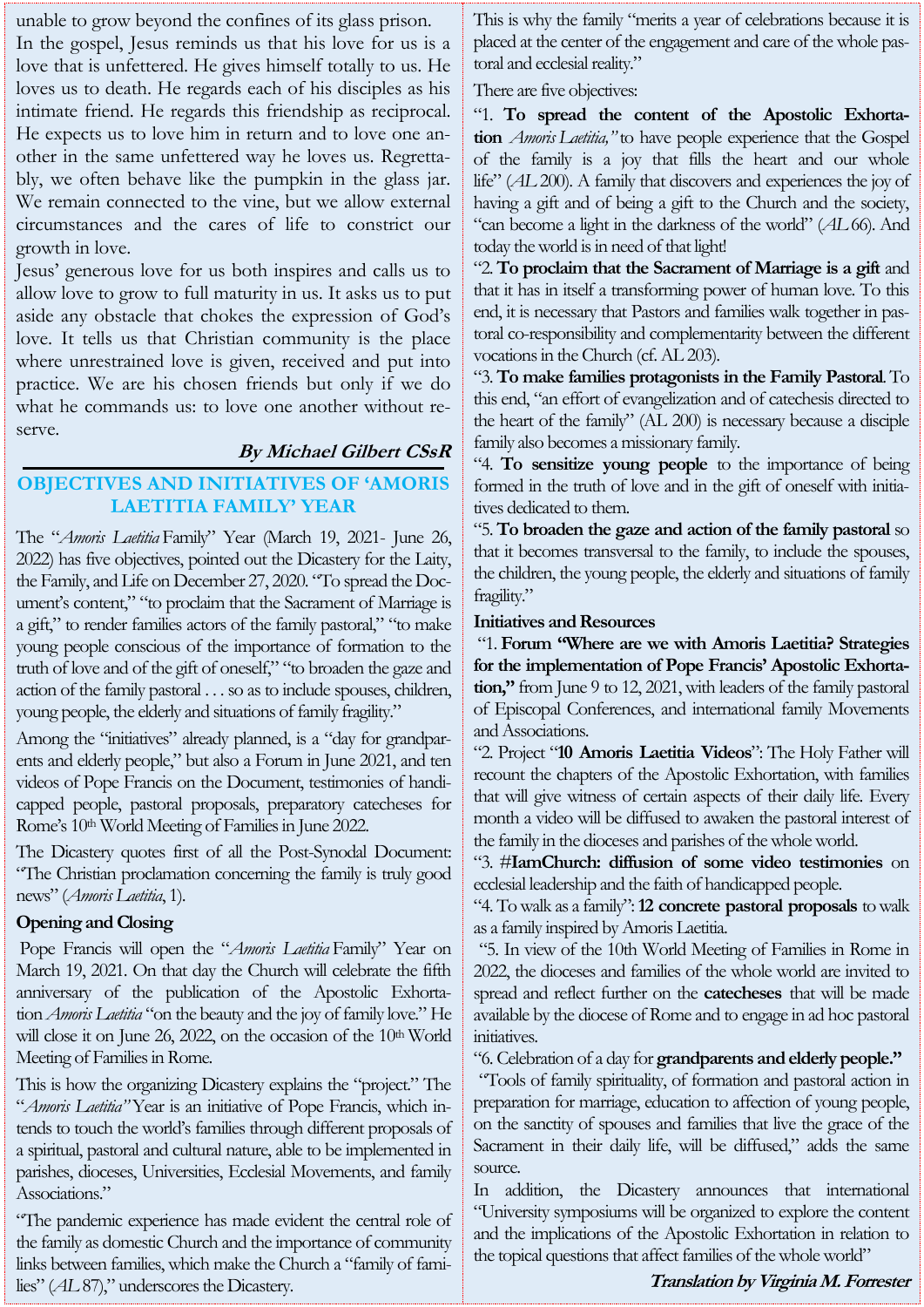unable to grow beyond the confines of its glass prison.

In the gospel, Jesus reminds us that his love for us is a love that is unfettered. He gives himself totally to us. He loves us to death. He regards each of his disciples as his intimate friend. He regards this friendship as reciprocal. He expects us to love him in return and to love one another in the same unfettered way he loves us. Regrettably, we often behave like the pumpkin in the glass jar. We remain connected to the vine, but we allow external circumstances and the cares of life to constrict our growth in love.

Jesus' generous love for us both inspires and calls us to allow love to grow to full maturity in us. It asks us to put aside any obstacle that chokes the expression of God's love. It tells us that Christian community is the place where unrestrained love is given, received and put into practice. We are his chosen friends but only if we do what he commands us: to love one another without reserve.

***By Michael Gilbert CSsR***

## OBJECTIVES AND INITIATIVES OF 'AMORIS LAETITIA FAMILY' YEAR

The "*Amoris Laetitia* Family" Year (March 19, 2021- June 26, 2022) has five objectives, pointed out the Dicastery for the Laity, the Family, and Life on December 27, 2020. "To spread the Document's content," "to proclaim that the Sacrament of Marriage is a gift," to render families actors of the family pastoral," "to make young people conscious of the importance of formation to the truth of love and of the gift of oneself," "to broaden the gaze and action of the family pastoral . . . so as to include spouses, children, young people, the elderly and situations of family fragility."

Among the "initiatives" already planned, is a "day for grandparents and elderly people," but also a Forum in June 2021, and ten videos of Pope Francis on the Document, testimonies of handicapped people, pastoral proposals, preparatory catecheses for Rome's 10th World Meeting of Families in June 2022.

The Dicastery quotes first of all the Post-Synodal Document: "The Christian proclamation concerning the family is truly good news" (*Amoris Laetitia*, 1).

**Opening and Closing**

Pope Francis will open the "*Amoris Laetitia* Family" Year on March 19, 2021. On that day the Church will celebrate the fifth anniversary of the publication of the Apostolic Exhortation *Amoris Laetitia* "on the beauty and the joy of family love." He will close it on June 26, 2022, on the occasion of the 10th World Meeting of Families in Rome.

This is how the organizing Dicastery explains the "project." The "*Amoris Laetitia"* Year is an initiative of Pope Francis, which intends to touch the world's families through different proposals of a spiritual, pastoral and cultural nature, able to be implemented in parishes, dioceses, Universities, Ecclesial Movements, and family Associations."

"The pandemic experience has made evident the central role of the family as domestic Church and the importance of community links between families, which make the Church a "family of families" (*AL* 87)," underscores the Dicastery.

This is why the family "merits a year of celebrations because it is placed at the center of the engagement and care of the whole pastoral and ecclesial reality."

There are five objectives:

"1. **To spread the content of the Apostolic Exhortation** *Amoris Laetitia,"* to have people experience that the Gospel of the family is a joy that fills the heart and our whole life" (*AL* 200). A family that discovers and experiences the joy of having a gift and of being a gift to the Church and the society, "can become a light in the darkness of the world" (*AL* 66). And today the world is in need of that light!

"2. **To proclaim that the Sacrament of Marriage is a gift** and that it has in itself a transforming power of human love. To this end, it is necessary that Pastors and families walk together in pastoral co-responsibility and complementarity between the different vocations in the Church (cf. AL 203).

"3. **To make families protagonists in the Family Pastoral**. To this end, "an effort of evangelization and of catechesis directed to the heart of the family" (AL 200) is necessary because a disciple family also becomes a missionary family.

"4. **To sensitize young people** to the importance of being formed in the truth of love and in the gift of oneself with initiatives dedicated to them.

"5. **To broaden the gaze and action of the family pastoral** so that it becomes transversal to the family, to include the spouses, the children, the young people, the elderly and situations of family fragility."

**Initiatives and Resources**

"1. **Forum "Where are we with Amoris Laetitia? Strategies for the implementation of Pope Francis' Apostolic Exhortation,"** from June 9 to 12, 2021, with leaders of the family pastoral of Episcopal Conferences, and international family Movements and Associations.

"2. Project "**10 Amoris Laetitia Videos**": The Holy Father will recount the chapters of the Apostolic Exhortation, with families that will give witness of certain aspects of their daily life. Every month a video will be diffused to awaken the pastoral interest of the family in the dioceses and parishes of the whole world.

"3. **#IamChurch: diffusion of some video testimonies** on ecclesial leadership and the faith of handicapped people.

"4. To walk as a family": **12 concrete pastoral proposals** to walk as a family inspired by Amoris Laetitia.

"5. In view of the 10th World Meeting of Families in Rome in 2022, the dioceses and families of the whole world are invited to spread and reflect further on the **catecheses** that will be made available by the diocese of Rome and to engage in ad hoc pastoral initiatives.

"6. Celebration of a day for **grandparents and elderly people."**

"Tools of family spirituality, of formation and pastoral action in preparation for marriage, education to affection of young people, on the sanctity of spouses and families that live the grace of the Sacrament in their daily life, will be diffused," adds the same source.

In addition, the Dicastery announces that international "University symposiums will be organized to explore the content and the implications of the Apostolic Exhortation in relation to the topical questions that affect families of the whole world"

***Translation by Virginia M. Forrester***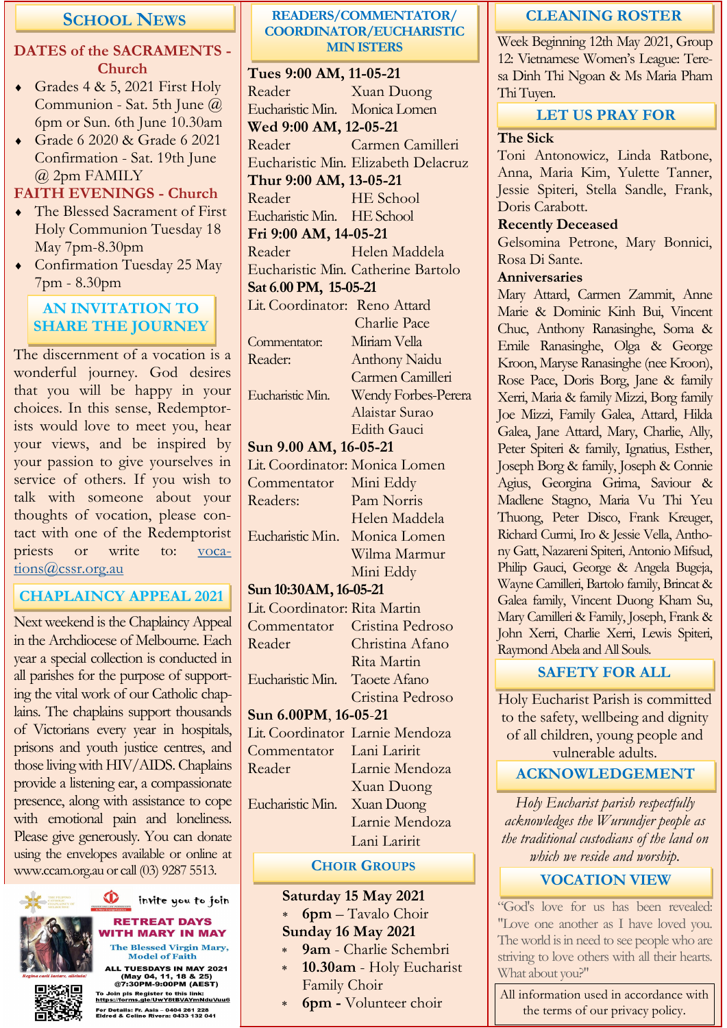## School News

### DATES of the SACRAMENTS - Church

- Grades 4 & 5, 2021 First Holy Communion - Sat. 5th June @ 6pm or Sun. 6th June 10.30am
- Grade 6 2020 & Grade 6 2021 Confirmation - Sat. 19th June @ 2pm FAMILY

### FAITH EVENINGS - Church

- The Blessed Sacrament of First Holy Communion Tuesday 18 May 7pm-8.30pm
- Confirmation Tuesday 25 May 7pm - 8.30pm

## AN INVITATION TO SHARE THE JOURNEY

The discernment of a vocation is a wonderful journey. God desires that you will be happy in your choices. In this sense, Redemptorists would love to meet you, hear your views, and be inspired by your passion to give yourselves in service of others. If you wish to talk with someone about your thoughts of vocation, please contact with one of the Redemptorist priests or write to: vocations@cssr.org.au

## CHAPLAINCY APPEAL 2021

Next weekend is the Chaplaincy Appeal in the Archdiocese of Melbourne. Each year a special collection is conducted in all parishes for the purpose of supporting the vital work of our Catholic chaplains. The chaplains support thousands of Victorians every year in hospitals, prisons and youth justice centres, and those living with HIV/AIDS. Chaplains provide a listening ear, a compassionate presence, along with assistance to cope with emotional pain and loneliness. Please give generously. You can donate using the envelopes available or online at www.ccam.org.au or call (03) 9287 5513.

invite you to join

**RETREAT DAYS WITH MARY IN MAY**

The Blessed Virgin Mary, Model of Faith

Regina caeli laetare, alleluia!

ALL TUESDAYS IN MAY 2021 (May 04, 11, 18 & 25) @7:30PM-9:00PM (AEST)

To Join pls Register to this link: https://forms.gle/UwY8tBVAYmNduVuu6

For Details: Fr. Asis – 0404 261 228
Eldred & Celine Rivera: 0433 132 041

## READERS/COMMENTATOR/COORDINATOR/EUCHARISTIC MINISTERS

**Tues 9:00 AM, 11-05-21**
Reader: Xuan Duong
Eucharistic Min.: Monica Lomen

**Wed 9:00 AM, 12-05-21**
Reader: Carmen Camilleri
Eucharistic Min.: Elizabeth Delacruz

**Thur 9:00 AM, 13-05-21**
Reader: HE School
Eucharistic Min.: HE School

**Fri 9:00 AM, 14-05-21**
Reader: Helen Maddela
Eucharistic Min.: Catherine Bartolo

**Sat 6.00 PM, 15-05-21**
Lit. Coordinator: Reno Attard, Charlie Pace
Commentator: Miriam Vella
Reader: Anthony Naidu, Carmen Camilleri
Eucharistic Min.: Wendy Forbes-Perera, Alaistar Surao, Edith Gauci

**Sun 9.00 AM, 16-05-21**
Lit. Coordinator: Monica Lomen
Commentator: Mini Eddy
Readers: Pam Norris, Helen Maddela
Eucharistic Min.: Monica Lomen, Wilma Marmur, Mini Eddy

**Sun 10:30AM, 16-05-21**
Lit. Coordinator: Rita Martin
Commentator: Cristina Pedroso
Reader: Christina Afano, Rita Martin
Eucharistic Min.: Taoete Afano, Cristina Pedroso

**Sun 6.00PM, 16-05-21**
Lit. Coordinator: Larnie Mendoza
Commentator: Lani Laririt
Reader: Larnie Mendoza, Xuan Duong
Eucharistic Min.: Xuan Duong, Larnie Mendoza, Lani Laririt

## Choir Groups

**Saturday 15 May 2021**

- **6pm** – Tavalo Choir

**Sunday 16 May 2021**

- **9am** - Charlie Schembri
- **10.30am** - Holy Eucharist Family Choir
- **6pm** - Volunteer choir

## CLEANING ROSTER

Week Beginning 12th May 2021, Group 12: Vietnamese Women's League: Teresa Dinh Thi Ngoan & Ms Maria Pham Thi Tuyen.

## LET US PRAY FOR

**The Sick**

Toni Antonowicz, Linda Ratbone, Anna, Maria Kim, Yulette Tanner, Jessie Spiteri, Stella Sandle, Frank, Doris Carabott.

**Recently Deceased**

Gelsomina Petrone, Mary Bonnici, Rosa Di Sante.

**Anniversaries**

Mary Attard, Carmen Zammit, Anne Marie & Dominic Kinh Bui, Vincent Chuc, Anthony Ranasinghe, Soma & Emile Ranasinghe, Olga & George Kroon, Maryse Ranasinghe (nee Kroon), Rose Pace, Doris Borg, Jane & family Xerri, Maria & family Mizzi, Borg family Joe Mizzi, Family Galea, Attard, Hilda Galea, Jane Attard, Mary, Charlie, Ally, Peter Spiteri & family, Ignatius, Esther, Joseph Borg & family, Joseph & Connie Agius, Georgina Grima, Saviour & Madlene Stagno, Maria Vu Thi Yeu Thuong, Peter Disco, Frank Kreuger, Richard Curmi, Iro & Jessie Vella, Anthony Gatt, Nazareni Spiteri, Antonio Mifsud, Philip Gauci, George & Angela Bugeja, Wayne Camilleri, Bartolo family, Brincat & Galea family, Vincent Duong Kham Su, Mary Camilleri & Family, Joseph, Frank & John Xerri, Charlie Xerri, Lewis Spiteri, Raymond Abela and All Souls.

## SAFETY FOR ALL

Holy Eucharist Parish is committed to the safety, wellbeing and dignity of all children, young people and vulnerable adults.

## ACKNOWLEDGEMENT

*Holy Eucharist parish respectfully acknowledges the Wurundjer people as the traditional custodians of the land on which we reside and worship.*

## VOCATION VIEW

"God's love for us has been revealed: "Love one another as I have loved you. The world is in need to see people who are striving to love others with all their hearts. What about you?"

All information used in accordance with the terms of our privacy policy.